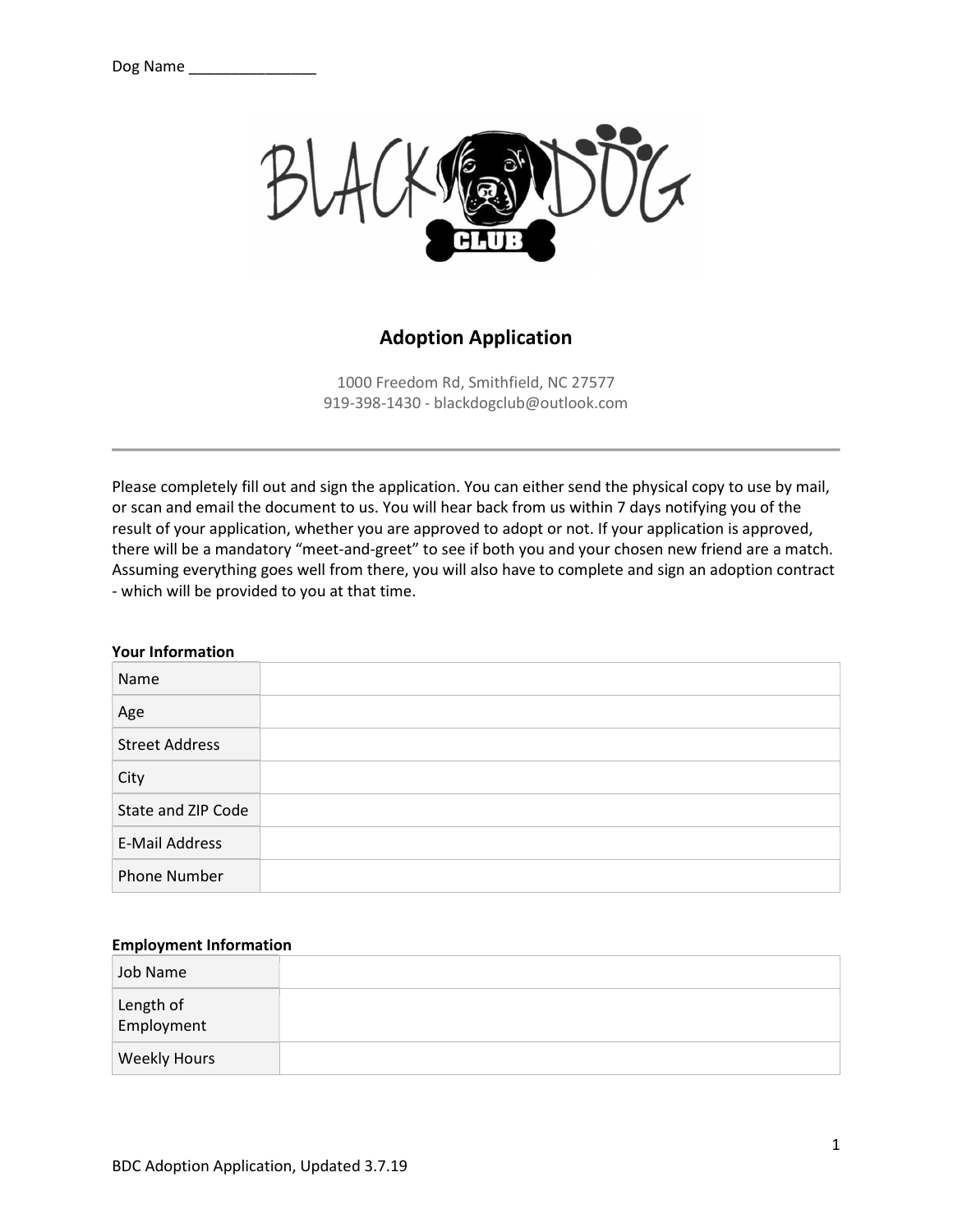Dog Name _______________

# Adoption Application

1000 Freedom Rd, Smithfield, NC 27577
919-398-1430 - blackdogclub@outlook.com

---

Please completely fill out and sign the application. You can either send the physical copy to use by mail, or scan and email the document to us. You will hear back from us within 7 days notifying you of the result of your application, whether you are approved to adopt or not. If your application is approved, there will be a mandatory "meet-and-greet" to see if both you and your chosen new friend are a match. Assuming everything goes well from there, you will also have to complete and sign an adoption contract - which will be provided to you at that time.

**Your Information**

| | |
|---|---|
| Name | |
| Age | |
| Street Address | |
| City | |
| State and ZIP Code | |
| E-Mail Address | |
| Phone Number | |

**Employment Information**

| | |
|---|---|
| Job Name | |
| Length of Employment | |
| Weekly Hours | |

BDC Adoption Application, Updated 3.7.19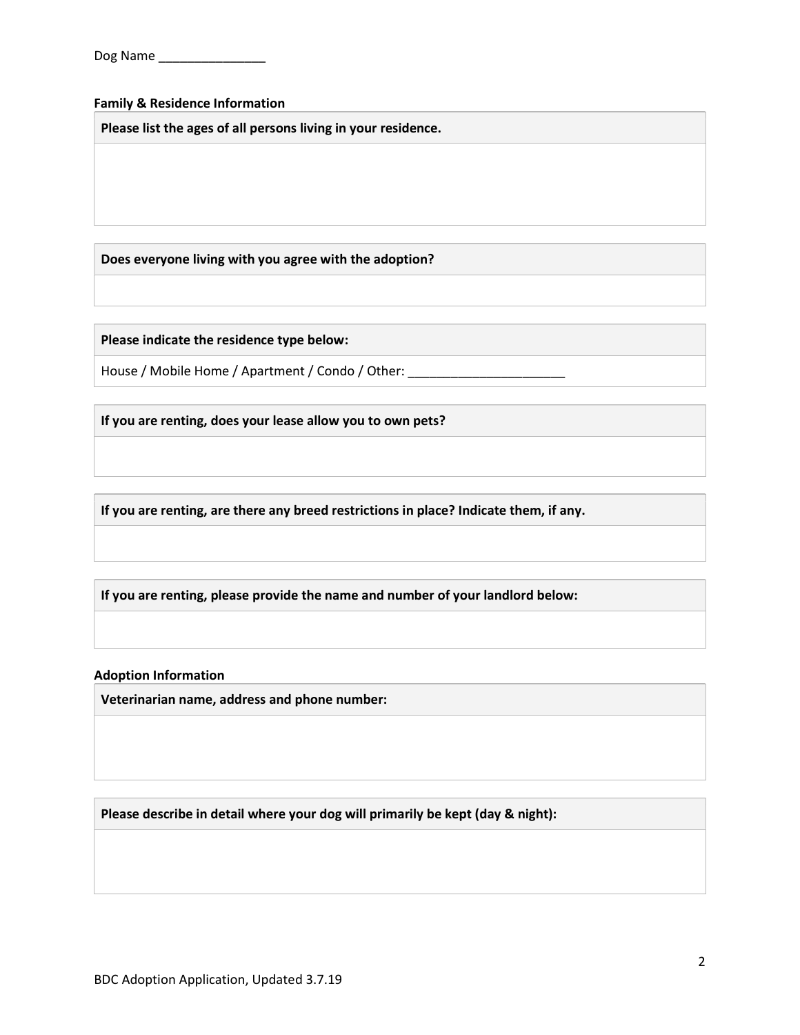Dog Name _______________

**Family & Residence Information**

| **Please list the ages of all persons living in your residence.** |
| --- |
| |

| **Does everyone living with you agree with the adoption?** |
| --- |
| |

| **Please indicate the residence type below:** |
| --- |
| House / Mobile Home / Apartment / Condo / Other: ______________________ |

| **If you are renting, does your lease allow you to own pets?** |
| --- |
| |

| **If you are renting, are there any breed restrictions in place? Indicate them, if any.** |
| --- |
| |

| **If you are renting, please provide the name and number of your landlord below:** |
| --- |
| |

**Adoption Information**

| **Veterinarian name, address and phone number:** |
| --- |
| |

| **Please describe in detail where your dog will primarily be kept (day & night):** |
| --- |
| |

BDC Adoption Application, Updated 3.7.19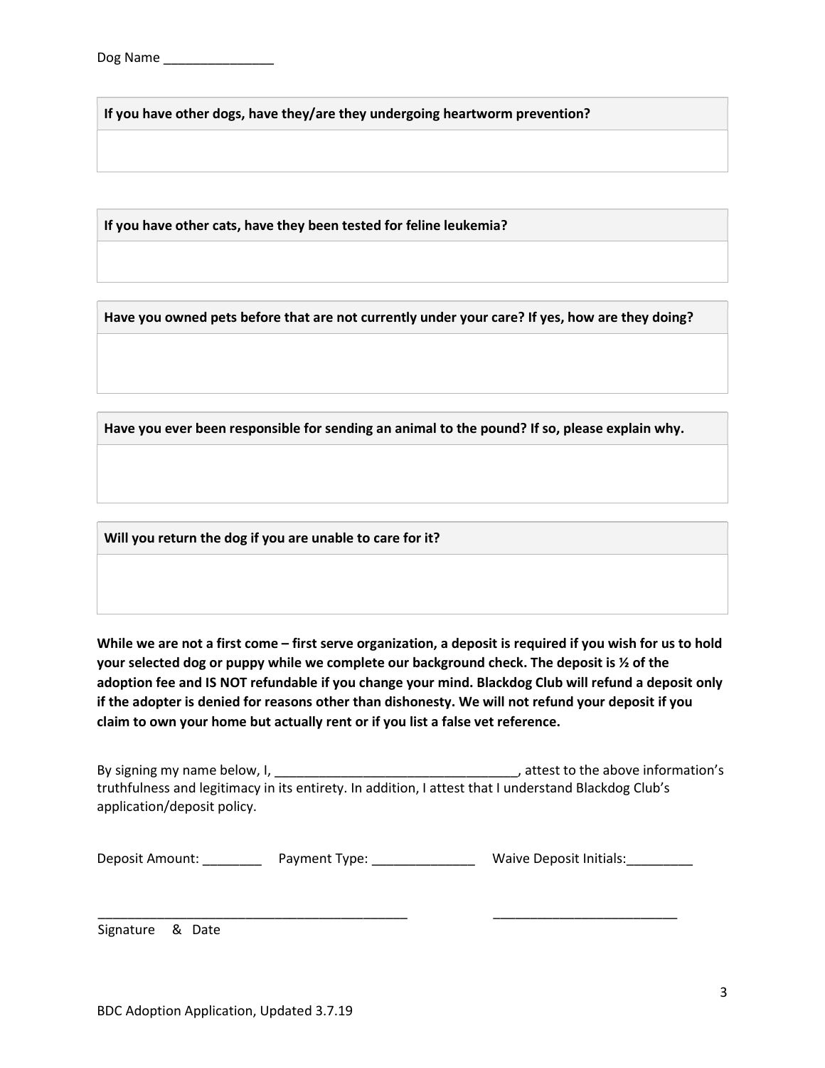Dog Name _______________

| **If you have other dogs, have they/are they undergoing heartworm prevention?** |
| --- |
| |

| **If you have other cats, have they been tested for feline leukemia?** |
| --- |
| |

| **Have you owned pets before that are not currently under your care? If yes, how are they doing?** |
| --- |
| |

| **Have you ever been responsible for sending an animal to the pound? If so, please explain why.** |
| --- |
| |

| **Will you return the dog if you are unable to care for it?** |
| --- |
| |

**While we are not a first come – first serve organization, a deposit is required if you wish for us to hold your selected dog or puppy while we complete our background check. The deposit is ½ of the adoption fee and IS NOT refundable if you change your mind. Blackdog Club will refund a deposit only if the adopter is denied for reasons other than dishonesty. We will not refund your deposit if you claim to own your home but actually rent or if you list a false vet reference.**

By signing my name below, I, _________________________________, attest to the above information's truthfulness and legitimacy in its entirety. In addition, I attest that I understand Blackdog Club's application/deposit policy.

Deposit Amount: ________ Payment Type: ______________ Waive Deposit Initials:_________

___________________________________________ _________________________

Signature & Date

BDC Adoption Application, Updated 3.7.19